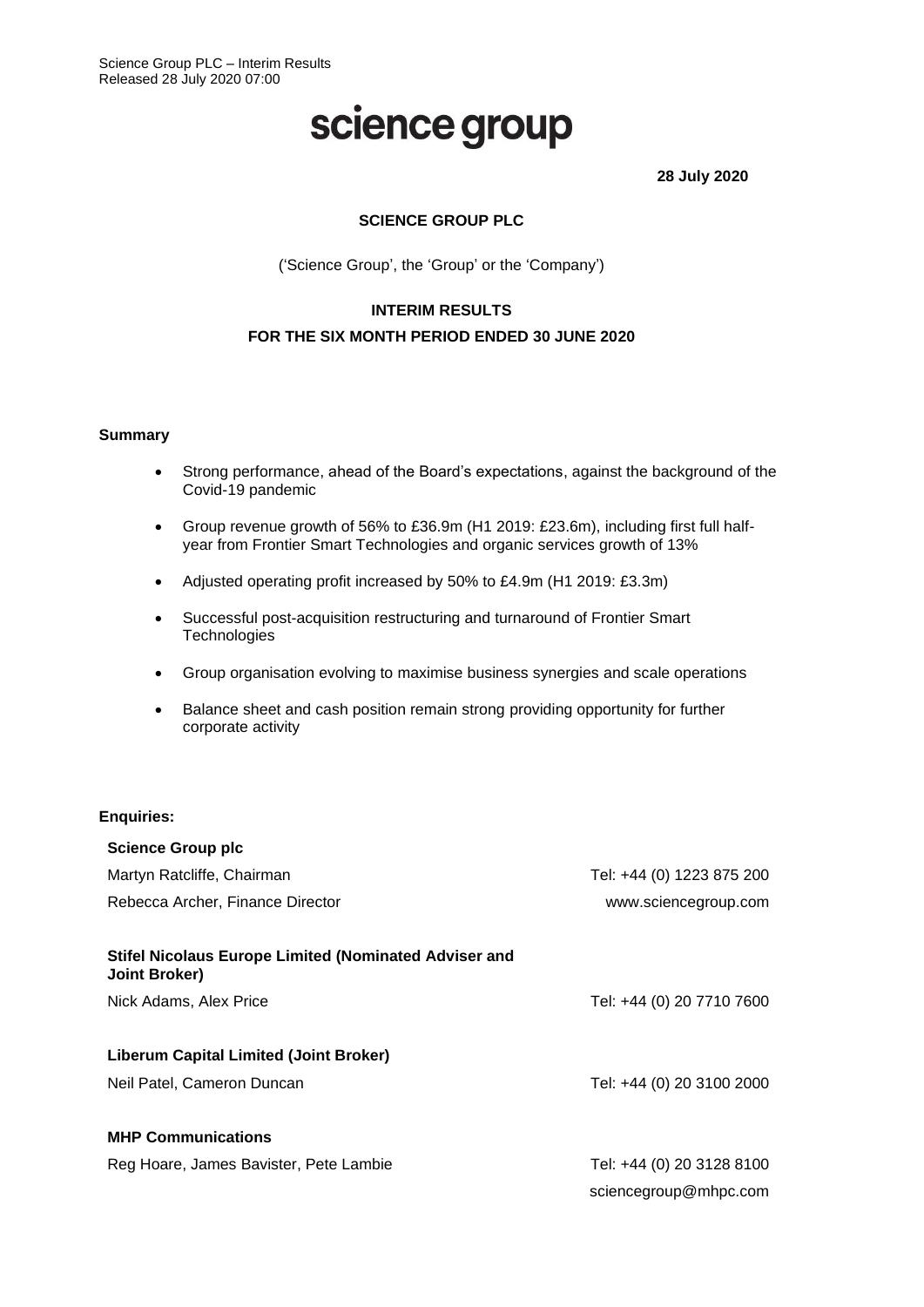Science Group PLC – Interim Results
Released 28 July 2020 07:00

# science group

**28 July 2020**

**SCIENCE GROUP PLC**

('Science Group', the 'Group' or the 'Company')

**INTERIM RESULTS**

**FOR THE SIX MONTH PERIOD ENDED 30 JUNE 2020**

**Summary**

- Strong performance, ahead of the Board's expectations, against the background of the Covid-19 pandemic
- Group revenue growth of 56% to £36.9m (H1 2019: £23.6m), including first full half-year from Frontier Smart Technologies and organic services growth of 13%
- Adjusted operating profit increased by 50% to £4.9m (H1 2019: £3.3m)
- Successful post-acquisition restructuring and turnaround of Frontier Smart Technologies
- Group organisation evolving to maximise business synergies and scale operations
- Balance sheet and cash position remain strong providing opportunity for further corporate activity

**Enquiries:**

**Science Group plc**

Martyn Ratcliffe, Chairman — Tel: +44 (0) 1223 875 200

Rebecca Archer, Finance Director — www.sciencegroup.com

**Stifel Nicolaus Europe Limited (Nominated Adviser and Joint Broker)**

Nick Adams, Alex Price — Tel: +44 (0) 20 7710 7600

**Liberum Capital Limited (Joint Broker)**

Neil Patel, Cameron Duncan — Tel: +44 (0) 20 3100 2000

**MHP Communications**

Reg Hoare, James Bavister, Pete Lambie — Tel: +44 (0) 20 3128 8100

sciencegroup@mhpc.com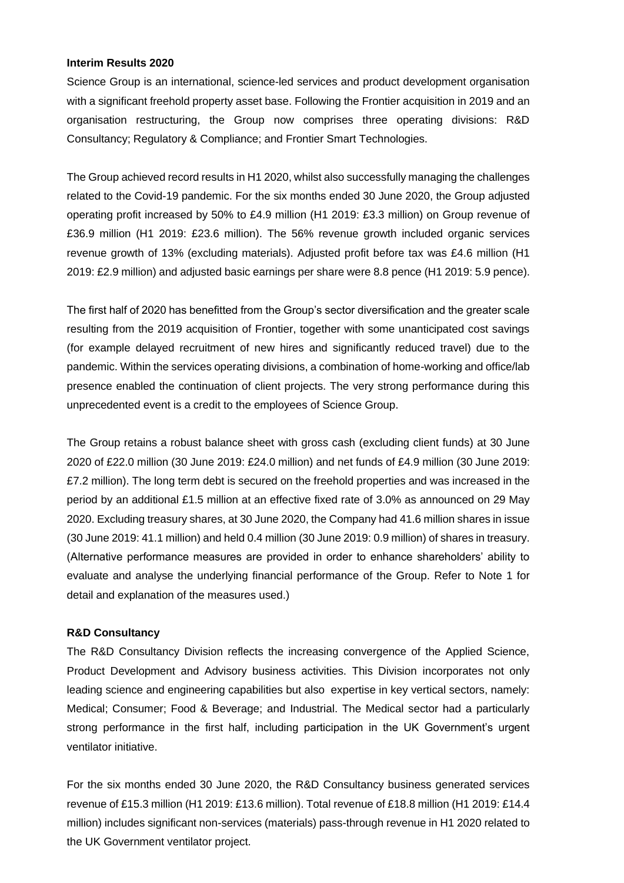**Interim Results 2020**

Science Group is an international, science-led services and product development organisation with a significant freehold property asset base. Following the Frontier acquisition in 2019 and an organisation restructuring, the Group now comprises three operating divisions: R&D Consultancy; Regulatory & Compliance; and Frontier Smart Technologies.

The Group achieved record results in H1 2020, whilst also successfully managing the challenges related to the Covid-19 pandemic. For the six months ended 30 June 2020, the Group adjusted operating profit increased by 50% to £4.9 million (H1 2019: £3.3 million) on Group revenue of £36.9 million (H1 2019: £23.6 million). The 56% revenue growth included organic services revenue growth of 13% (excluding materials). Adjusted profit before tax was £4.6 million (H1 2019: £2.9 million) and adjusted basic earnings per share were 8.8 pence (H1 2019: 5.9 pence).

The first half of 2020 has benefitted from the Group's sector diversification and the greater scale resulting from the 2019 acquisition of Frontier, together with some unanticipated cost savings (for example delayed recruitment of new hires and significantly reduced travel) due to the pandemic. Within the services operating divisions, a combination of home-working and office/lab presence enabled the continuation of client projects. The very strong performance during this unprecedented event is a credit to the employees of Science Group.

The Group retains a robust balance sheet with gross cash (excluding client funds) at 30 June 2020 of £22.0 million (30 June 2019: £24.0 million) and net funds of £4.9 million (30 June 2019: £7.2 million). The long term debt is secured on the freehold properties and was increased in the period by an additional £1.5 million at an effective fixed rate of 3.0% as announced on 29 May 2020. Excluding treasury shares, at 30 June 2020, the Company had 41.6 million shares in issue (30 June 2019: 41.1 million) and held 0.4 million (30 June 2019: 0.9 million) of shares in treasury. (Alternative performance measures are provided in order to enhance shareholders' ability to evaluate and analyse the underlying financial performance of the Group. Refer to Note 1 for detail and explanation of the measures used.)

**R&D Consultancy**

The R&D Consultancy Division reflects the increasing convergence of the Applied Science, Product Development and Advisory business activities. This Division incorporates not only leading science and engineering capabilities but also expertise in key vertical sectors, namely: Medical; Consumer; Food & Beverage; and Industrial. The Medical sector had a particularly strong performance in the first half, including participation in the UK Government's urgent ventilator initiative.

For the six months ended 30 June 2020, the R&D Consultancy business generated services revenue of £15.3 million (H1 2019: £13.6 million). Total revenue of £18.8 million (H1 2019: £14.4 million) includes significant non-services (materials) pass-through revenue in H1 2020 related to the UK Government ventilator project.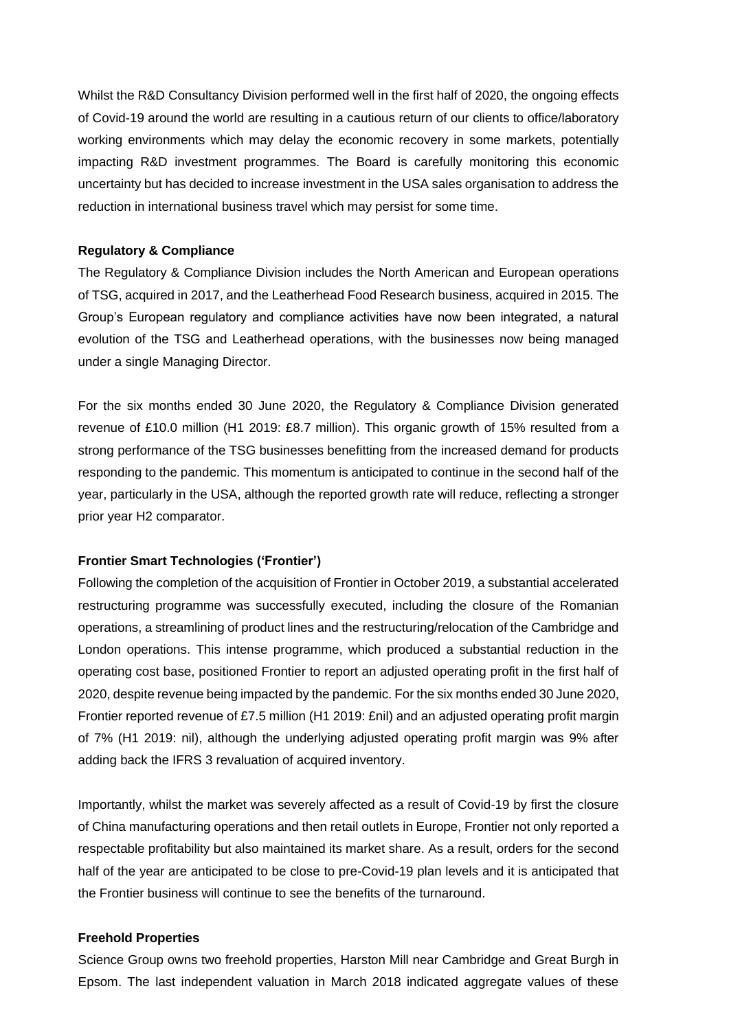Whilst the R&D Consultancy Division performed well in the first half of 2020, the ongoing effects of Covid-19 around the world are resulting in a cautious return of our clients to office/laboratory working environments which may delay the economic recovery in some markets, potentially impacting R&D investment programmes. The Board is carefully monitoring this economic uncertainty but has decided to increase investment in the USA sales organisation to address the reduction in international business travel which may persist for some time.

**Regulatory & Compliance**

The Regulatory & Compliance Division includes the North American and European operations of TSG, acquired in 2017, and the Leatherhead Food Research business, acquired in 2015. The Group's European regulatory and compliance activities have now been integrated, a natural evolution of the TSG and Leatherhead operations, with the businesses now being managed under a single Managing Director.

For the six months ended 30 June 2020, the Regulatory & Compliance Division generated revenue of £10.0 million (H1 2019: £8.7 million). This organic growth of 15% resulted from a strong performance of the TSG businesses benefitting from the increased demand for products responding to the pandemic. This momentum is anticipated to continue in the second half of the year, particularly in the USA, although the reported growth rate will reduce, reflecting a stronger prior year H2 comparator.

**Frontier Smart Technologies ('Frontier')**

Following the completion of the acquisition of Frontier in October 2019, a substantial accelerated restructuring programme was successfully executed, including the closure of the Romanian operations, a streamlining of product lines and the restructuring/relocation of the Cambridge and London operations. This intense programme, which produced a substantial reduction in the operating cost base, positioned Frontier to report an adjusted operating profit in the first half of 2020, despite revenue being impacted by the pandemic. For the six months ended 30 June 2020, Frontier reported revenue of £7.5 million (H1 2019: £nil) and an adjusted operating profit margin of 7% (H1 2019: nil), although the underlying adjusted operating profit margin was 9% after adding back the IFRS 3 revaluation of acquired inventory.

Importantly, whilst the market was severely affected as a result of Covid-19 by first the closure of China manufacturing operations and then retail outlets in Europe, Frontier not only reported a respectable profitability but also maintained its market share. As a result, orders for the second half of the year are anticipated to be close to pre-Covid-19 plan levels and it is anticipated that the Frontier business will continue to see the benefits of the turnaround.

**Freehold Properties**

Science Group owns two freehold properties, Harston Mill near Cambridge and Great Burgh in Epsom. The last independent valuation in March 2018 indicated aggregate values of these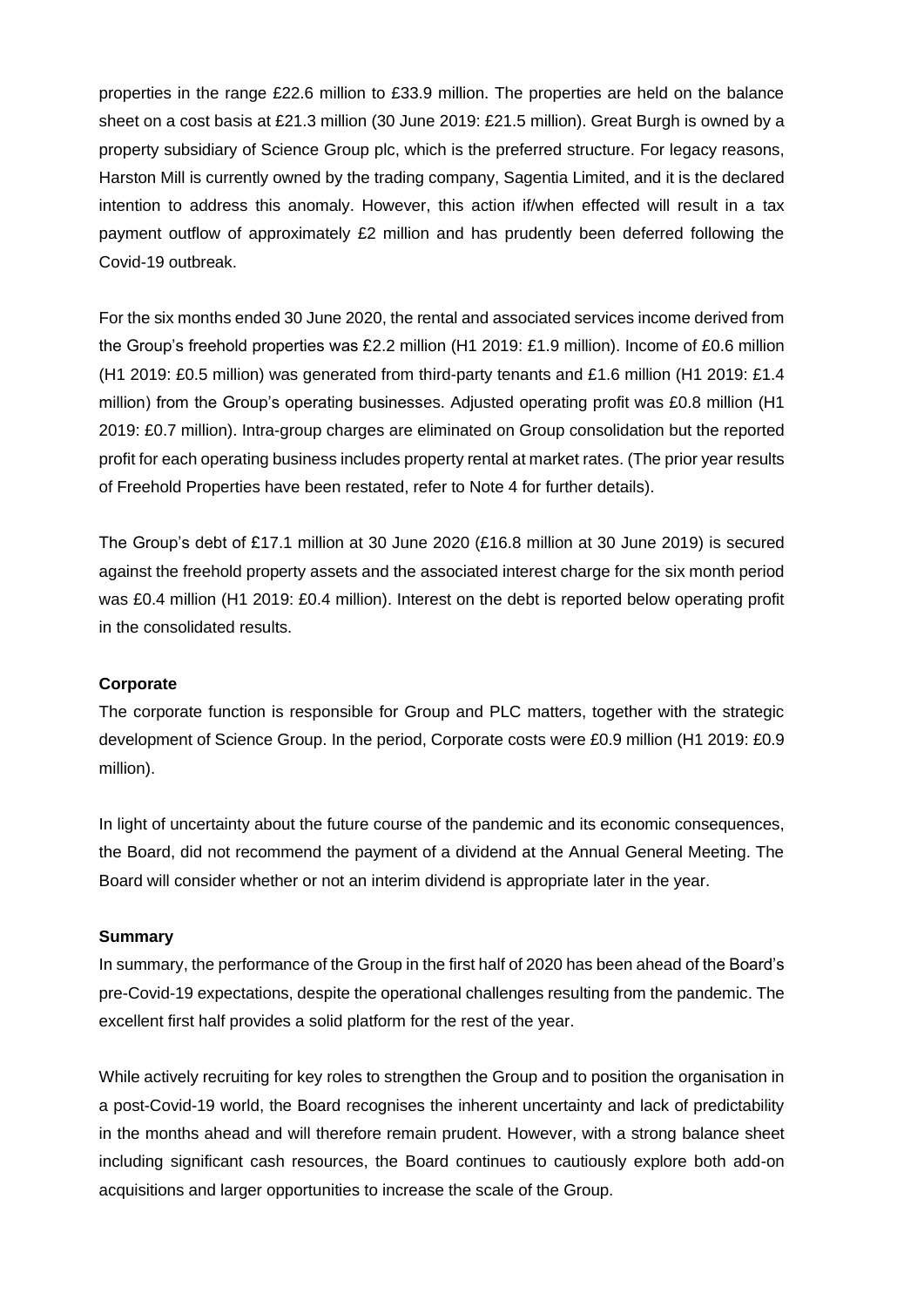properties in the range £22.6 million to £33.9 million. The properties are held on the balance sheet on a cost basis at £21.3 million (30 June 2019: £21.5 million). Great Burgh is owned by a property subsidiary of Science Group plc, which is the preferred structure. For legacy reasons, Harston Mill is currently owned by the trading company, Sagentia Limited, and it is the declared intention to address this anomaly. However, this action if/when effected will result in a tax payment outflow of approximately £2 million and has prudently been deferred following the Covid-19 outbreak.

For the six months ended 30 June 2020, the rental and associated services income derived from the Group's freehold properties was £2.2 million (H1 2019: £1.9 million). Income of £0.6 million (H1 2019: £0.5 million) was generated from third-party tenants and £1.6 million (H1 2019: £1.4 million) from the Group's operating businesses. Adjusted operating profit was £0.8 million (H1 2019: £0.7 million). Intra-group charges are eliminated on Group consolidation but the reported profit for each operating business includes property rental at market rates. (The prior year results of Freehold Properties have been restated, refer to Note 4 for further details).

The Group's debt of £17.1 million at 30 June 2020 (£16.8 million at 30 June 2019) is secured against the freehold property assets and the associated interest charge for the six month period was £0.4 million (H1 2019: £0.4 million). Interest on the debt is reported below operating profit in the consolidated results.

**Corporate**

The corporate function is responsible for Group and PLC matters, together with the strategic development of Science Group. In the period, Corporate costs were £0.9 million (H1 2019: £0.9 million).

In light of uncertainty about the future course of the pandemic and its economic consequences, the Board, did not recommend the payment of a dividend at the Annual General Meeting. The Board will consider whether or not an interim dividend is appropriate later in the year.

**Summary**

In summary, the performance of the Group in the first half of 2020 has been ahead of the Board's pre-Covid-19 expectations, despite the operational challenges resulting from the pandemic. The excellent first half provides a solid platform for the rest of the year.

While actively recruiting for key roles to strengthen the Group and to position the organisation in a post-Covid-19 world, the Board recognises the inherent uncertainty and lack of predictability in the months ahead and will therefore remain prudent. However, with a strong balance sheet including significant cash resources, the Board continues to cautiously explore both add-on acquisitions and larger opportunities to increase the scale of the Group.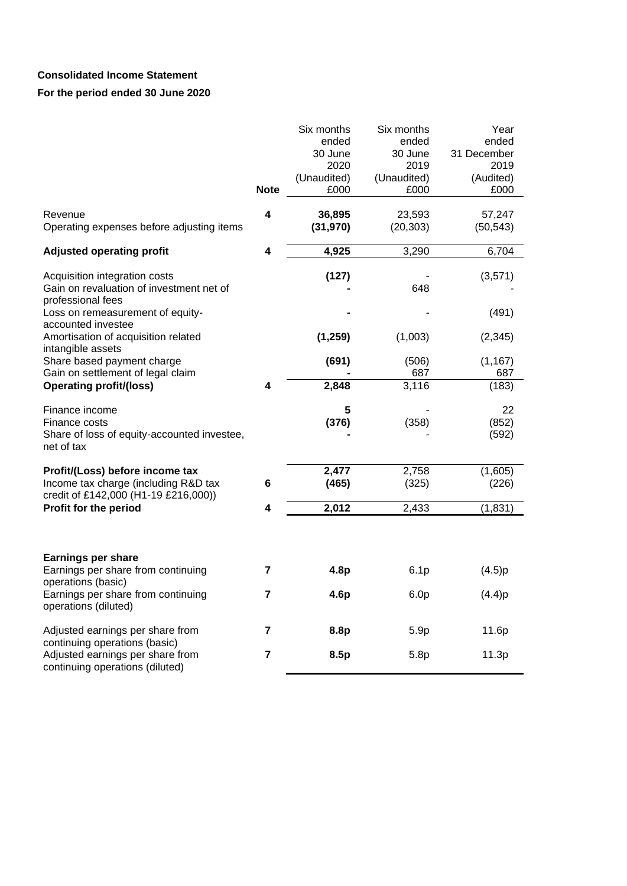**Consolidated Income Statement**

**For the period ended 30 June 2020**

| | Note | Six months ended 30 June 2020 (Unaudited) £000 | Six months ended 30 June 2019 (Unaudited) £000 | Year ended 31 December 2019 (Audited) £000 |
|---|---|---|---|---|
| Revenue | 4 | **36,895** | 23,593 | 57,247 |
| Operating expenses before adjusting items | | **(31,970)** | (20,303) | (50,543) |
| **Adjusted operating profit** | 4 | **4,925** | 3,290 | 6,704 |
| Acquisition integration costs | | **(127)** | - | (3,571) |
| Gain on revaluation of investment net of professional fees | | **-** | 648 | - |
| Loss on remeasurement of equity-accounted investee | | **-** | - | (491) |
| Amortisation of acquisition related intangible assets | | **(1,259)** | (1,003) | (2,345) |
| Share based payment charge | | **(691)** | (506) | (1,167) |
| Gain on settlement of legal claim | | **-** | 687 | 687 |
| **Operating profit/(loss)** | 4 | **2,848** | 3,116 | (183) |
| Finance income | | **5** | - | 22 |
| Finance costs | | **(376)** | (358) | (852) |
| Share of loss of equity-accounted investee, net of tax | | **-** | - | (592) |
| **Profit/(Loss) before income tax** | | **2,477** | 2,758 | (1,605) |
| Income tax charge (including R&D tax credit of £142,000 (H1-19 £216,000)) | 6 | **(465)** | (325) | (226) |
| **Profit for the period** | 4 | **2,012** | 2,433 | (1,831) |
| **Earnings per share** | | | | |
| Earnings per share from continuing operations (basic) | 7 | **4.8p** | 6.1p | (4.5)p |
| Earnings per share from continuing operations (diluted) | 7 | **4.6p** | 6.0p | (4.4)p |
| Adjusted earnings per share from continuing operations (basic) | 7 | **8.8p** | 5.9p | 11.6p |
| Adjusted earnings per share from continuing operations (diluted) | 7 | **8.5p** | 5.8p | 11.3p |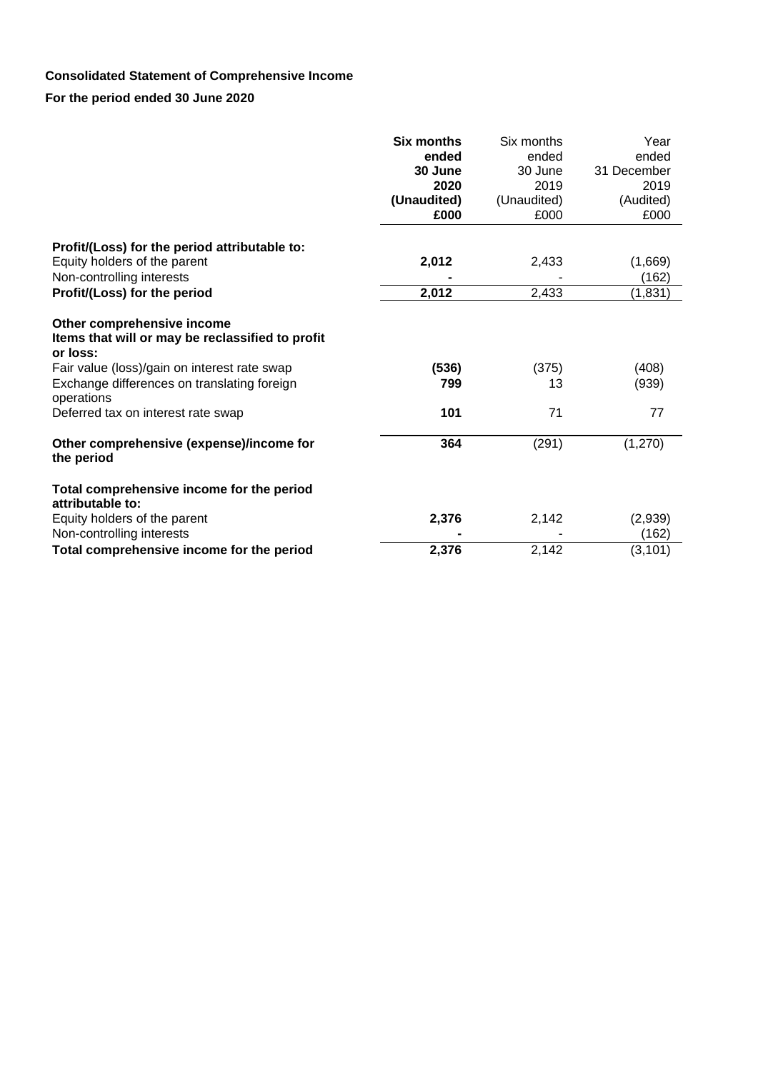**Consolidated Statement of Comprehensive Income**

**For the period ended 30 June 2020**

| | **Six months ended 30 June 2020 (Unaudited) £000** | Six months ended 30 June 2019 (Unaudited) £000 | Year ended 31 December 2019 (Audited) £000 |
|---|---|---|---|
| **Profit/(Loss) for the period attributable to:** | | | |
| Equity holders of the parent | **2,012** | 2,433 | (1,669) |
| Non-controlling interests | **-** | - | (162) |
| **Profit/(Loss) for the period** | **2,012** | 2,433 | (1,831) |
| **Other comprehensive income** | | | |
| **Items that will or may be reclassified to profit or loss:** | | | |
| Fair value (loss)/gain on interest rate swap | **(536)** | (375) | (408) |
| Exchange differences on translating foreign operations | **799** | 13 | (939) |
| Deferred tax on interest rate swap | **101** | 71 | 77 |
| **Other comprehensive (expense)/income for the period** | **364** | (291) | (1,270) |
| **Total comprehensive income for the period attributable to:** | | | |
| Equity holders of the parent | **2,376** | 2,142 | (2,939) |
| Non-controlling interests | **-** | - | (162) |
| **Total comprehensive income for the period** | **2,376** | 2,142 | (3,101) |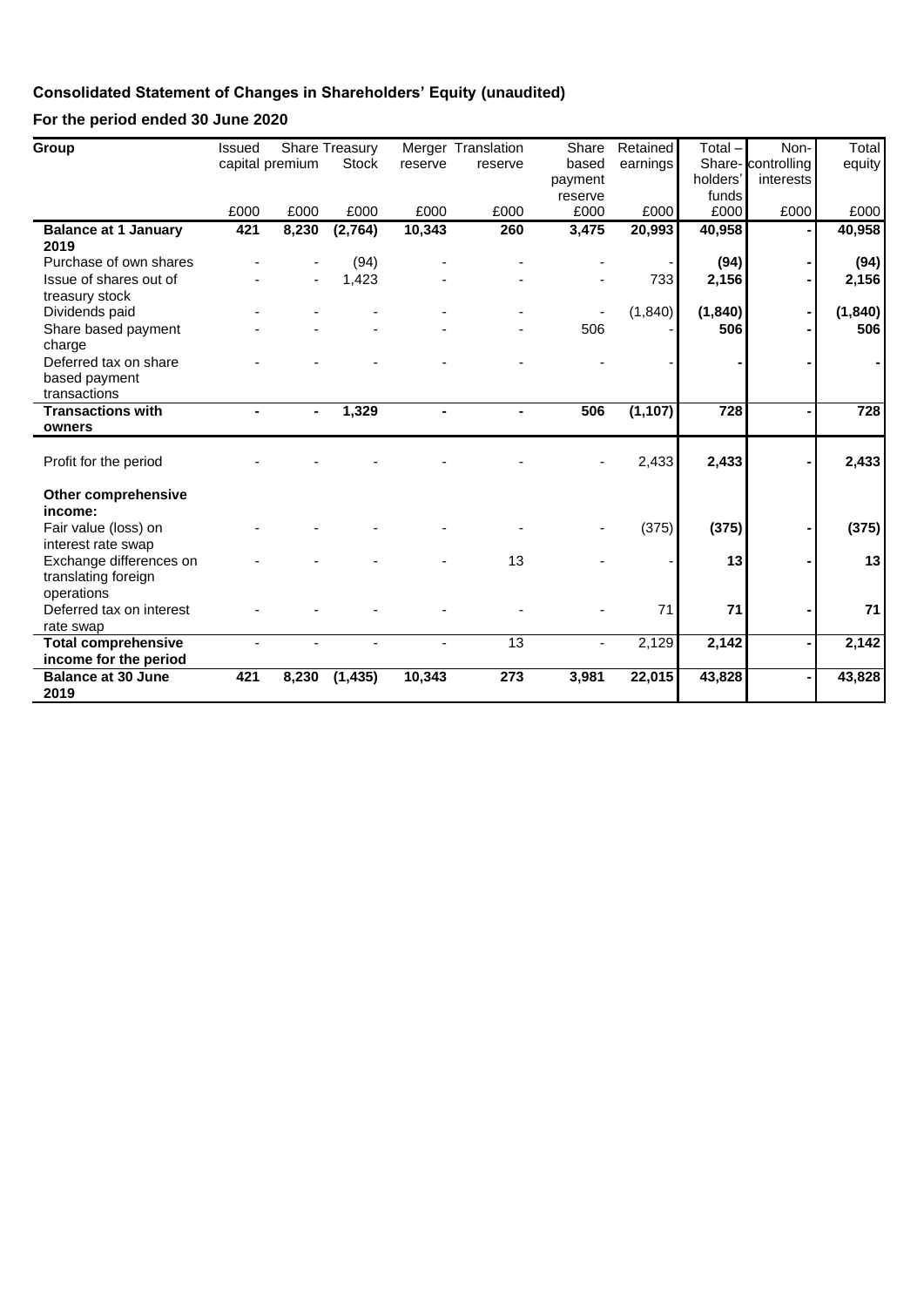## Consolidated Statement of Changes in Shareholders' Equity (unaudited)

## For the period ended 30 June 2020

| Group | Issued capital | Share premium | Treasury Stock | Merger reserve | Translation reserve | Share based payment reserve | Retained earnings | Total – Share-holders' funds | Non-controlling interests | Total equity |
|---|---|---|---|---|---|---|---|---|---|---|
| | £000 | £000 | £000 | £000 | £000 | £000 | £000 | £000 | £000 | £000 |
| **Balance at 1 January 2019** | **421** | **8,230** | **(2,764)** | **10,343** | **260** | **3,475** | **20,993** | **40,958** | **-** | **40,958** |
| Purchase of own shares | - | - | (94) | - | - | - | - | **(94)** | **-** | **(94)** |
| Issue of shares out of treasury stock | - | - | 1,423 | - | - | - | 733 | **2,156** | **-** | **2,156** |
| Dividends paid | - | - | - | - | - | - | (1,840) | **(1,840)** | **-** | **(1,840)** |
| Share based payment charge | - | - | - | - | - | 506 | - | **506** | **-** | **506** |
| Deferred tax on share based payment transactions | - | - | - | - | - | - | - | **-** | **-** | **-** |
| **Transactions with owners** | **-** | **-** | **1,329** | **-** | **-** | **506** | **(1,107)** | **728** | **-** | **728** |
| Profit for the period | - | - | - | - | - | - | 2,433 | **2,433** | **-** | **2,433** |
| **Other comprehensive income:** | | | | | | | | | | |
| Fair value (loss) on interest rate swap | - | - | - | - | - | - | (375) | **(375)** | **-** | **(375)** |
| Exchange differences on translating foreign operations | - | - | - | - | 13 | - | - | **13** | **-** | **13** |
| Deferred tax on interest rate swap | - | - | - | - | - | - | 71 | **71** | **-** | **71** |
| **Total comprehensive income for the period** | - | - | - | - | 13 | - | 2,129 | **2,142** | **-** | **2,142** |
| **Balance at 30 June 2019** | **421** | **8,230** | **(1,435)** | **10,343** | **273** | **3,981** | **22,015** | **43,828** | **-** | **43,828** |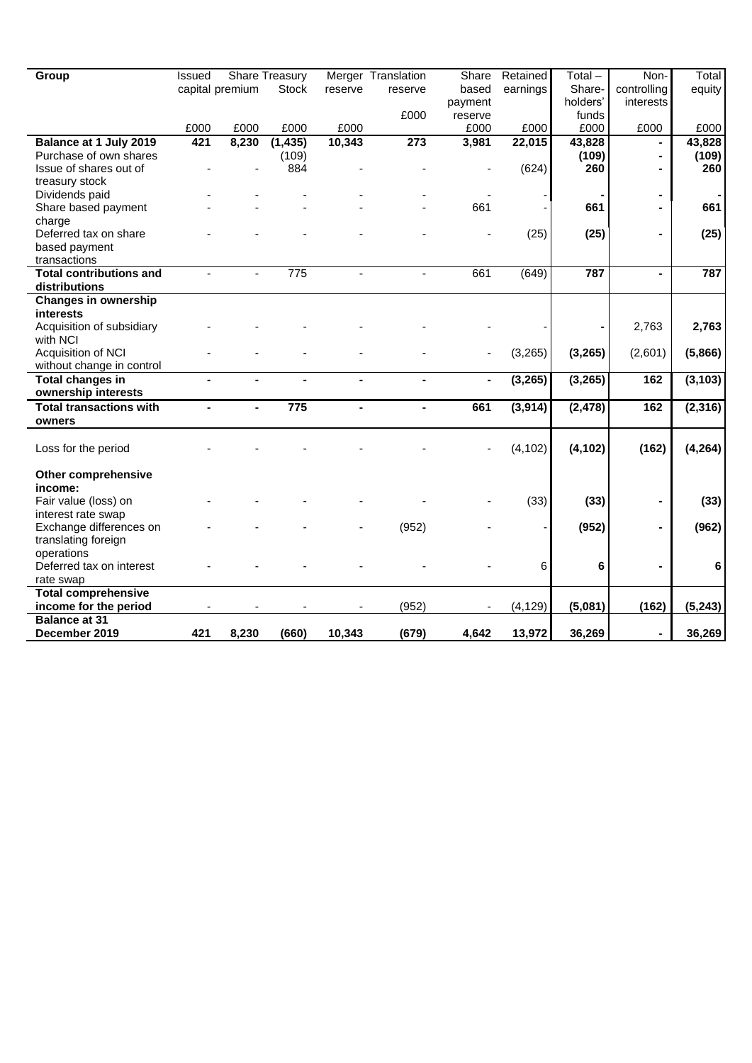| Group | Issued capital | Share premium | Treasury Stock | Merger reserve | Translation reserve | Share based payment reserve | Retained earnings | Total – Share-holders' funds | Non-controlling interests | Total equity |
|---|---|---|---|---|---|---|---|---|---|---|
| | £000 | £000 | £000 | £000 | £000 | £000 | £000 | £000 | £000 | £000 |
| **Balance at 1 July 2019** | **421** | **8,230** | **(1,435)** | **10,343** | **273** | **3,981** | **22,015** | **43,828** | **-** | **43,828** |
| Purchase of own shares | | | (109) | | | | | **(109)** | **-** | **(109)** |
| Issue of shares out of treasury stock | - | - | 884 | - | - | - | (624) | **260** | **-** | **260** |
| Dividends paid | - | - | - | - | - | - | - | **-** | **-** | **-** |
| Share based payment charge | - | - | - | - | - | 661 | - | **661** | **-** | **661** |
| Deferred tax on share based payment transactions | - | - | - | - | - | - | (25) | **(25)** | **-** | **(25)** |
| **Total contributions and distributions** | - | - | 775 | - | - | 661 | (649) | **787** | **-** | **787** |
| **Changes in ownership interests** | | | | | | | | | | |
| Acquisition of subsidiary with NCI | - | - | - | - | - | - | - | **-** | 2,763 | **2,763** |
| Acquisition of NCI without change in control | - | - | - | - | - | - | (3,265) | **(3,265)** | (2,601) | **(5,866)** |
| **Total changes in ownership interests** | **-** | **-** | **-** | **-** | **-** | **-** | **(3,265)** | **(3,265)** | **162** | **(3,103)** |
| **Total transactions with owners** | **-** | **-** | **775** | **-** | **-** | **661** | **(3,914)** | **(2,478)** | **162** | **(2,316)** |
| Loss for the period | - | - | - | - | - | - | (4,102) | **(4,102)** | **(162)** | **(4,264)** |
| **Other comprehensive income:** | | | | | | | | | | |
| Fair value (loss) on interest rate swap | - | - | - | - | - | - | (33) | **(33)** | **-** | **(33)** |
| Exchange differences on translating foreign operations | - | - | - | - | (952) | - | - | **(952)** | **-** | **(962)** |
| Deferred tax on interest rate swap | - | - | - | - | - | - | 6 | **6** | **-** | **6** |
| **Total comprehensive income for the period** | - | - | - | - | (952) | - | (4,129) | **(5,081)** | **(162)** | **(5,243)** |
| **Balance at 31 December 2019** | **421** | **8,230** | **(660)** | **10,343** | **(679)** | **4,642** | **13,972** | **36,269** | **-** | **36,269** |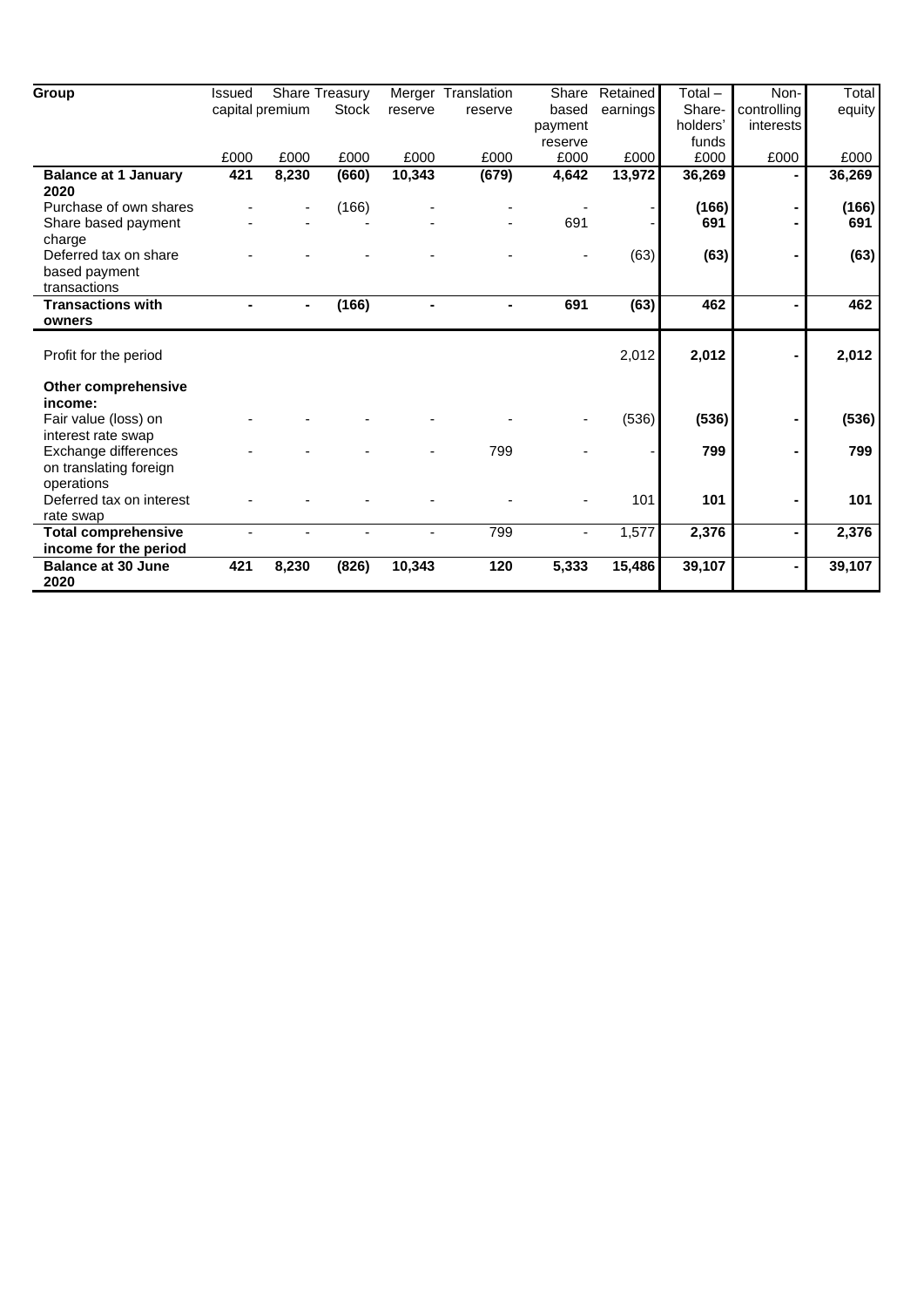| Group | Issued capital | Share premium | Treasury Stock | Merger reserve | Translation reserve | Share based payment reserve | Retained earnings | Total – Share-holders' funds | Non-controlling interests | Total equity |
|---|---|---|---|---|---|---|---|---|---|---|
| | £000 | £000 | £000 | £000 | £000 | £000 | £000 | £000 | £000 | £000 |
| **Balance at 1 January 2020** | **421** | **8,230** | **(660)** | **10,343** | **(679)** | **4,642** | **13,972** | **36,269** | **-** | **36,269** |
| Purchase of own shares | - | - | (166) | - | - | - | - | **(166)** | **-** | **(166)** |
| Share based payment charge | - | - | - | - | - | 691 | - | **691** | **-** | **691** |
| Deferred tax on share based payment transactions | - | - | - | - | - | - | (63) | **(63)** | **-** | **(63)** |
| **Transactions with owners** | **-** | **-** | **(166)** | **-** | **-** | **691** | **(63)** | **462** | **-** | **462** |
| Profit for the period | | | | | | | 2,012 | **2,012** | **-** | **2,012** |
| **Other comprehensive income:** | | | | | | | | | | |
| Fair value (loss) on interest rate swap | - | - | - | - | - | - | (536) | **(536)** | **-** | **(536)** |
| Exchange differences on translating foreign operations | - | - | - | - | 799 | - | - | **799** | **-** | **799** |
| Deferred tax on interest rate swap | - | - | - | - | - | - | 101 | **101** | **-** | **101** |
| **Total comprehensive income for the period** | - | - | - | - | 799 | - | 1,577 | **2,376** | **-** | **2,376** |
| **Balance at 30 June 2020** | **421** | **8,230** | **(826)** | **10,343** | **120** | **5,333** | **15,486** | **39,107** | **-** | **39,107** |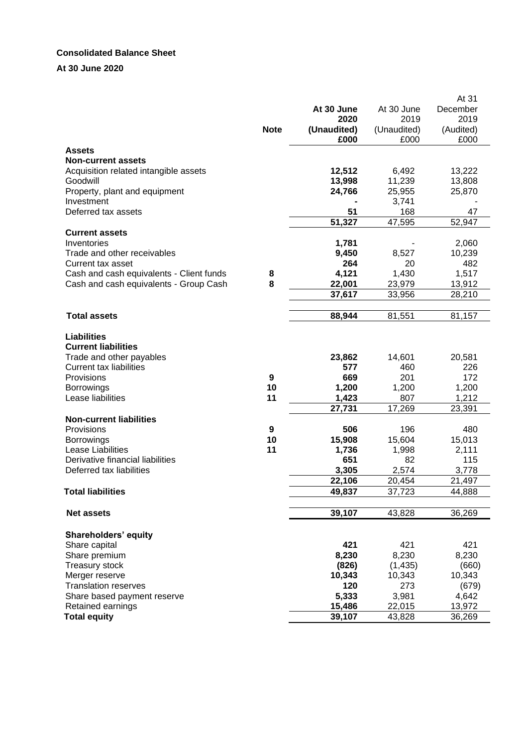**Consolidated Balance Sheet**

**At 30 June 2020**

| | Note | At 30 June 2020 (Unaudited) £000 | At 30 June 2019 (Unaudited) £000 | At 31 December 2019 (Audited) £000 |
|---|---|---|---|---|
| **Assets** | | | | |
| **Non-current assets** | | | | |
| Acquisition related intangible assets | | **12,512** | 6,492 | 13,222 |
| Goodwill | | **13,998** | 11,239 | 13,808 |
| Property, plant and equipment | | **24,766** | 25,955 | 25,870 |
| Investment | | **-** | 3,741 | - |
| Deferred tax assets | | **51** | 168 | 47 |
| | | **51,327** | 47,595 | 52,947 |
| **Current assets** | | | | |
| Inventories | | **1,781** | - | 2,060 |
| Trade and other receivables | | **9,450** | 8,527 | 10,239 |
| Current tax asset | | **264** | 20 | 482 |
| Cash and cash equivalents - Client funds | **8** | **4,121** | 1,430 | 1,517 |
| Cash and cash equivalents - Group Cash | **8** | **22,001** | 23,979 | 13,912 |
| | | **37,617** | 33,956 | 28,210 |
| **Total assets** | | **88,944** | 81,551 | 81,157 |
| **Liabilities** | | | | |
| **Current liabilities** | | | | |
| Trade and other payables | | **23,862** | 14,601 | 20,581 |
| Current tax liabilities | | **577** | 460 | 226 |
| Provisions | **9** | **669** | 201 | 172 |
| Borrowings | **10** | **1,200** | 1,200 | 1,200 |
| Lease liabilities | **11** | **1,423** | 807 | 1,212 |
| | | **27,731** | 17,269 | 23,391 |
| **Non-current liabilities** | | | | |
| Provisions | **9** | **506** | 196 | 480 |
| Borrowings | **10** | **15,908** | 15,604 | 15,013 |
| Lease Liabilities | **11** | **1,736** | 1,998 | 2,111 |
| Derivative financial liabilities | | **651** | 82 | 115 |
| Deferred tax liabilities | | **3,305** | 2,574 | 3,778 |
| | | **22,106** | 20,454 | 21,497 |
| **Total liabilities** | | **49,837** | 37,723 | 44,888 |
| **Net assets** | | **39,107** | 43,828 | 36,269 |
| **Shareholders' equity** | | | | |
| Share capital | | **421** | 421 | 421 |
| Share premium | | **8,230** | 8,230 | 8,230 |
| Treasury stock | | **(826)** | (1,435) | (660) |
| Merger reserve | | **10,343** | 10,343 | 10,343 |
| Translation reserves | | **120** | 273 | (679) |
| Share based payment reserve | | **5,333** | 3,981 | 4,642 |
| Retained earnings | | **15,486** | 22,015 | 13,972 |
| **Total equity** | | **39,107** | 43,828 | 36,269 |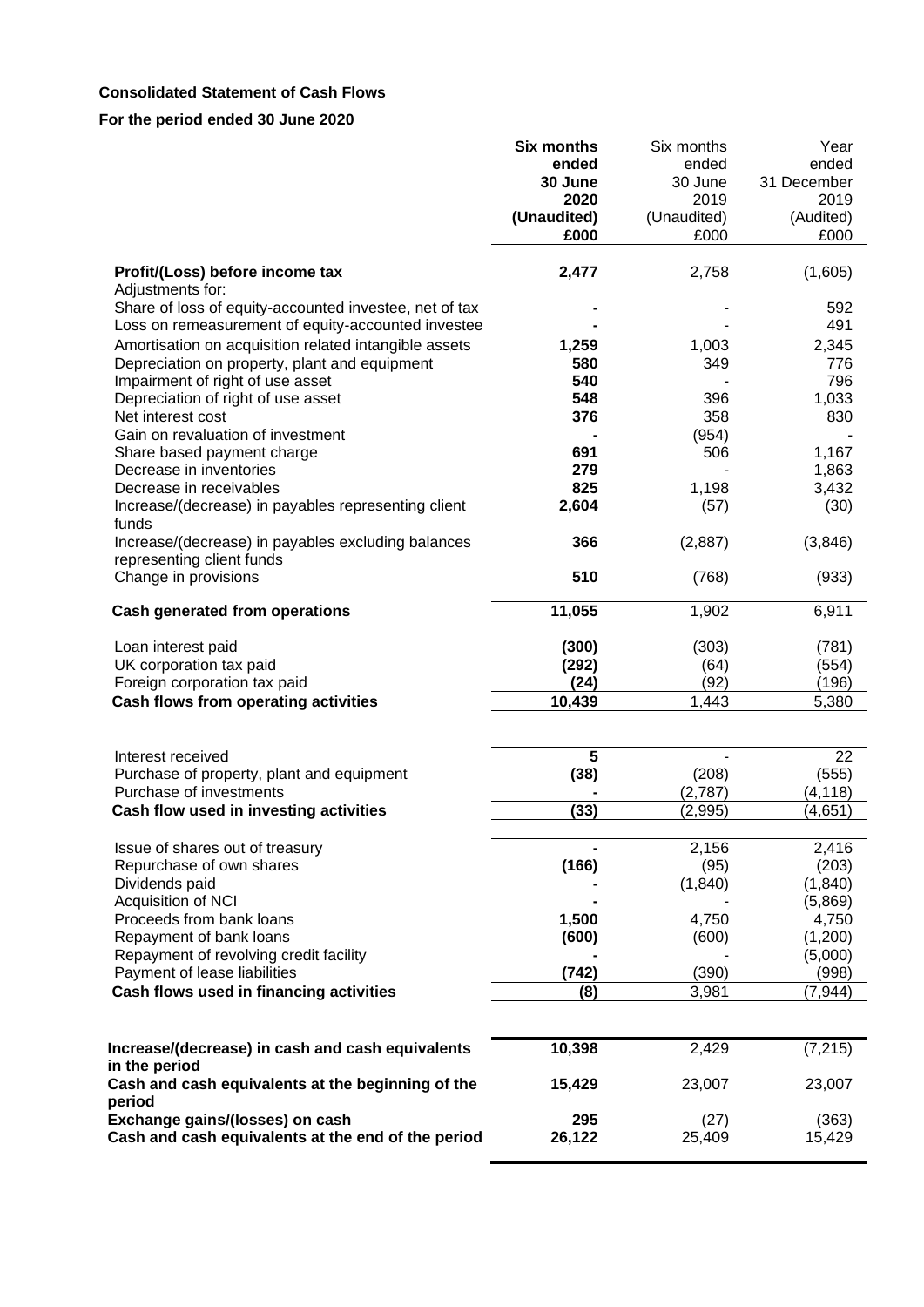**Consolidated Statement of Cash Flows**

**For the period ended 30 June 2020**

| | **Six months ended 30 June 2020 (Unaudited) £000** | Six months ended 30 June 2019 (Unaudited) £000 | Year ended 31 December 2019 (Audited) £000 |
|---|---|---|---|
| **Profit/(Loss) before income tax** | **2,477** | 2,758 | (1,605) |
| Adjustments for: | | | |
| Share of loss of equity-accounted investee, net of tax | **-** | - | 592 |
| Loss on remeasurement of equity-accounted investee | **-** | - | 491 |
| Amortisation on acquisition related intangible assets | **1,259** | 1,003 | 2,345 |
| Depreciation on property, plant and equipment | **580** | 349 | 776 |
| Impairment of right of use asset | **540** | - | 796 |
| Depreciation of right of use asset | **548** | 396 | 1,033 |
| Net interest cost | **376** | 358 | 830 |
| Gain on revaluation of investment | **-** | (954) | - |
| Share based payment charge | **691** | 506 | 1,167 |
| Decrease in inventories | **279** | - | 1,863 |
| Decrease in receivables | **825** | 1,198 | 3,432 |
| Increase/(decrease) in payables representing client funds | **2,604** | (57) | (30) |
| Increase/(decrease) in payables excluding balances representing client funds | **366** | (2,887) | (3,846) |
| Change in provisions | **510** | (768) | (933) |
| **Cash generated from operations** | **11,055** | 1,902 | 6,911 |
| Loan interest paid | **(300)** | (303) | (781) |
| UK corporation tax paid | **(292)** | (64) | (554) |
| Foreign corporation tax paid | **(24)** | (92) | (196) |
| **Cash flows from operating activities** | **10,439** | 1,443 | 5,380 |
| Interest received | **5** | - | 22 |
| Purchase of property, plant and equipment | **(38)** | (208) | (555) |
| Purchase of investments | **-** | (2,787) | (4,118) |
| **Cash flow used in investing activities** | **(33)** | (2,995) | (4,651) |
| Issue of shares out of treasury | **-** | 2,156 | 2,416 |
| Repurchase of own shares | **(166)** | (95) | (203) |
| Dividends paid | **-** | (1,840) | (1,840) |
| Acquisition of NCI | **-** | - | (5,869) |
| Proceeds from bank loans | **1,500** | 4,750 | 4,750 |
| Repayment of bank loans | **(600)** | (600) | (1,200) |
| Repayment of revolving credit facility | **-** | - | (5,000) |
| Payment of lease liabilities | **(742)** | (390) | (998) |
| **Cash flows used in financing activities** | **(8)** | 3,981 | (7,944) |
| **Increase/(decrease) in cash and cash equivalents in the period** | **10,398** | 2,429 | (7,215) |
| **Cash and cash equivalents at the beginning of the period** | **15,429** | 23,007 | 23,007 |
| **Exchange gains/(losses) on cash** | **295** | (27) | (363) |
| **Cash and cash equivalents at the end of the period** | **26,122** | 25,409 | 15,429 |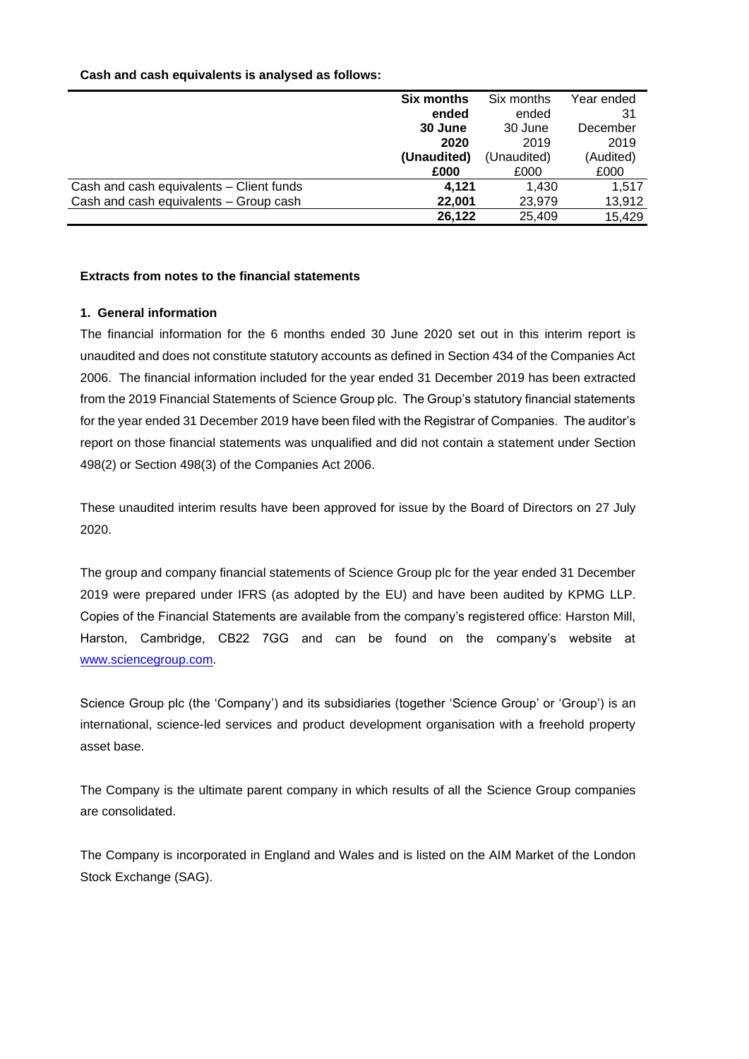**Cash and cash equivalents is analysed as follows:**

| | **Six months ended 30 June 2020 (Unaudited) £000** | Six months ended 30 June 2019 (Unaudited) £000 | Year ended 31 December 2019 (Audited) £000 |
|---|---|---|---|
| Cash and cash equivalents – Client funds | **4,121** | 1,430 | 1,517 |
| Cash and cash equivalents – Group cash | **22,001** | 23,979 | 13,912 |
| | **26,122** | 25,409 | 15,429 |

**Extracts from notes to the financial statements**

**1. General information**

The financial information for the 6 months ended 30 June 2020 set out in this interim report is unaudited and does not constitute statutory accounts as defined in Section 434 of the Companies Act 2006. The financial information included for the year ended 31 December 2019 has been extracted from the 2019 Financial Statements of Science Group plc. The Group's statutory financial statements for the year ended 31 December 2019 have been filed with the Registrar of Companies. The auditor's report on those financial statements was unqualified and did not contain a statement under Section 498(2) or Section 498(3) of the Companies Act 2006.

These unaudited interim results have been approved for issue by the Board of Directors on 27 July 2020.

The group and company financial statements of Science Group plc for the year ended 31 December 2019 were prepared under IFRS (as adopted by the EU) and have been audited by KPMG LLP. Copies of the Financial Statements are available from the company's registered office: Harston Mill, Harston, Cambridge, CB22 7GG and can be found on the company's website at [www.sciencegroup.com](http://www.sciencegroup.com).

Science Group plc (the 'Company') and its subsidiaries (together 'Science Group' or 'Group') is an international, science-led services and product development organisation with a freehold property asset base.

The Company is the ultimate parent company in which results of all the Science Group companies are consolidated.

The Company is incorporated in England and Wales and is listed on the AIM Market of the London Stock Exchange (SAG).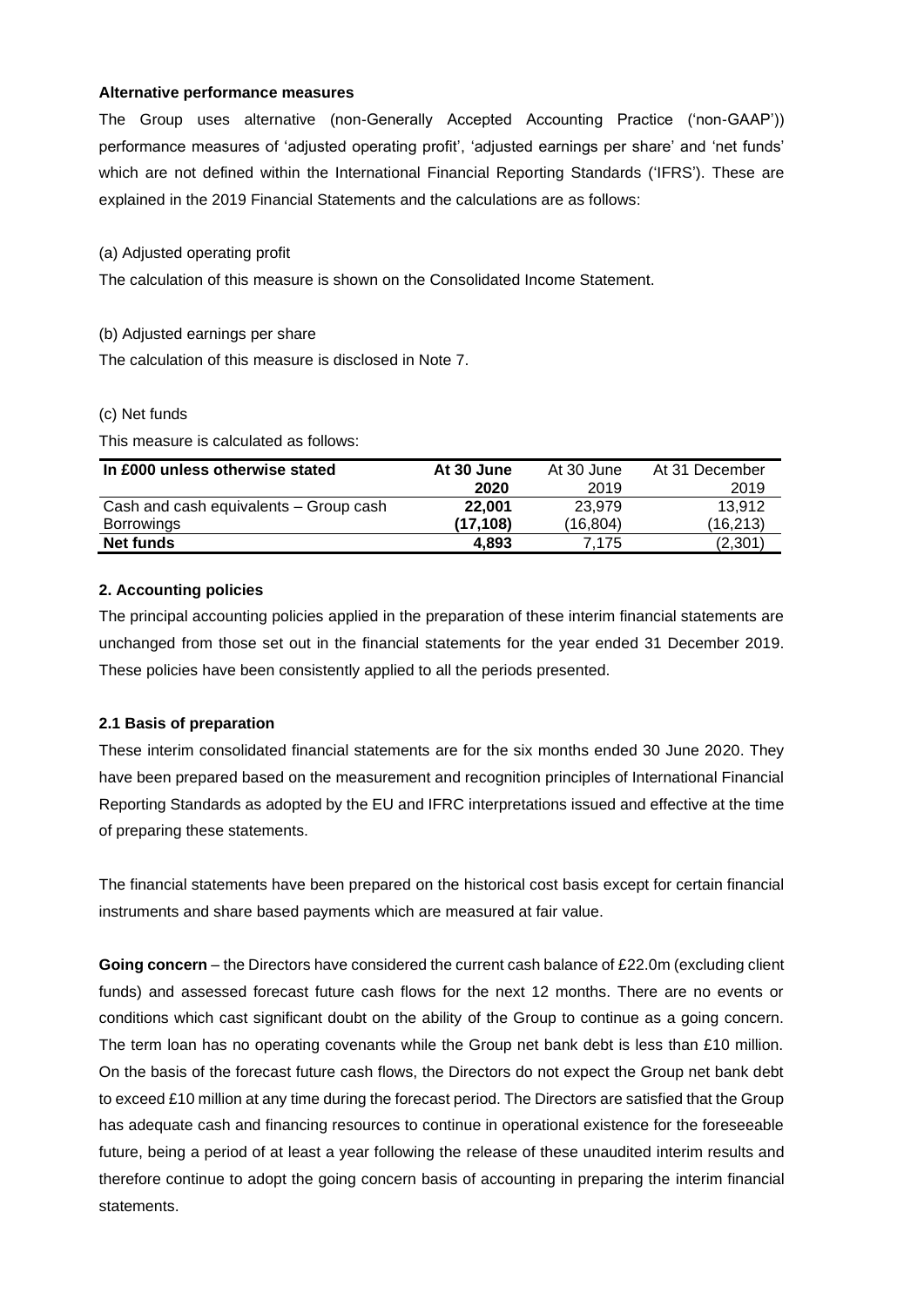**Alternative performance measures**

The Group uses alternative (non-Generally Accepted Accounting Practice ('non-GAAP')) performance measures of 'adjusted operating profit', 'adjusted earnings per share' and 'net funds' which are not defined within the International Financial Reporting Standards ('IFRS'). These are explained in the 2019 Financial Statements and the calculations are as follows:

(a) Adjusted operating profit

The calculation of this measure is shown on the Consolidated Income Statement.

(b) Adjusted earnings per share

The calculation of this measure is disclosed in Note 7.

(c) Net funds

This measure is calculated as follows:

| In £000 unless otherwise stated | At 30 June 2020 | At 30 June 2019 | At 31 December 2019 |
|---|---|---|---|
| Cash and cash equivalents – Group cash | **22,001** | 23,979 | 13,912 |
| Borrowings | **(17,108)** | (16,804) | (16,213) |
| **Net funds** | **4,893** | 7,175 | (2,301) |

**2. Accounting policies**

The principal accounting policies applied in the preparation of these interim financial statements are unchanged from those set out in the financial statements for the year ended 31 December 2019. These policies have been consistently applied to all the periods presented.

**2.1 Basis of preparation**

These interim consolidated financial statements are for the six months ended 30 June 2020. They have been prepared based on the measurement and recognition principles of International Financial Reporting Standards as adopted by the EU and IFRC interpretations issued and effective at the time of preparing these statements.

The financial statements have been prepared on the historical cost basis except for certain financial instruments and share based payments which are measured at fair value.

**Going concern** – the Directors have considered the current cash balance of £22.0m (excluding client funds) and assessed forecast future cash flows for the next 12 months. There are no events or conditions which cast significant doubt on the ability of the Group to continue as a going concern. The term loan has no operating covenants while the Group net bank debt is less than £10 million. On the basis of the forecast future cash flows, the Directors do not expect the Group net bank debt to exceed £10 million at any time during the forecast period. The Directors are satisfied that the Group has adequate cash and financing resources to continue in operational existence for the foreseeable future, being a period of at least a year following the release of these unaudited interim results and therefore continue to adopt the going concern basis of accounting in preparing the interim financial statements.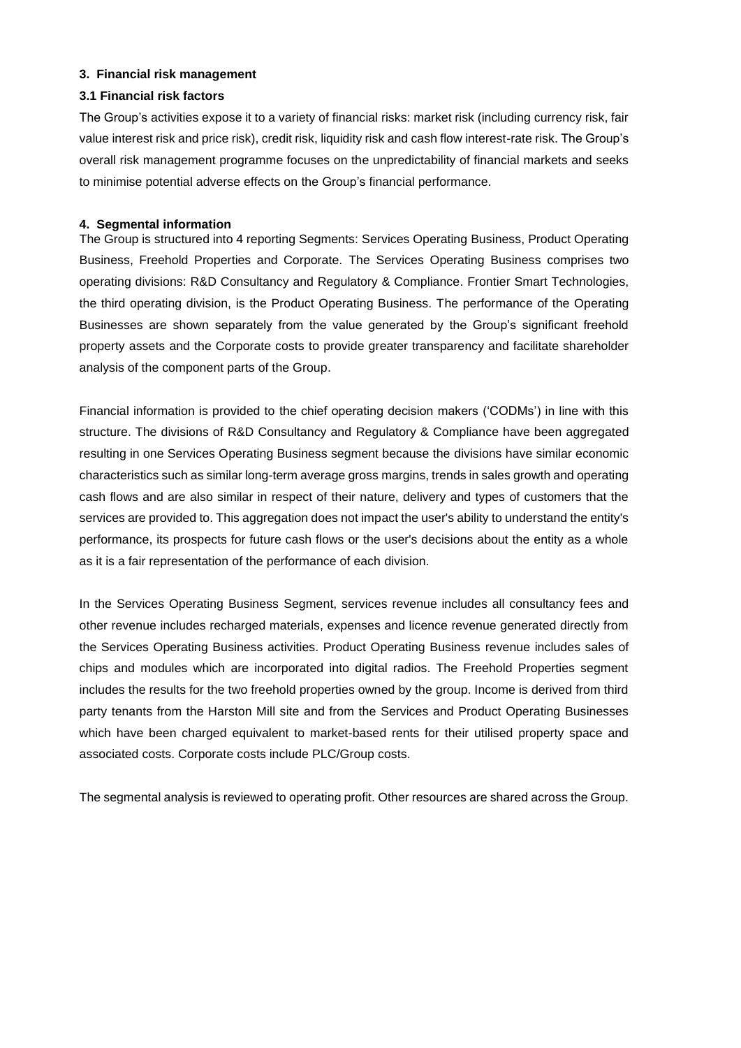### 3. Financial risk management

#### 3.1 Financial risk factors

The Group's activities expose it to a variety of financial risks: market risk (including currency risk, fair value interest risk and price risk), credit risk, liquidity risk and cash flow interest-rate risk. The Group's overall risk management programme focuses on the unpredictability of financial markets and seeks to minimise potential adverse effects on the Group's financial performance.

### 4. Segmental information

The Group is structured into 4 reporting Segments: Services Operating Business, Product Operating Business, Freehold Properties and Corporate. The Services Operating Business comprises two operating divisions: R&D Consultancy and Regulatory & Compliance. Frontier Smart Technologies, the third operating division, is the Product Operating Business. The performance of the Operating Businesses are shown separately from the value generated by the Group's significant freehold property assets and the Corporate costs to provide greater transparency and facilitate shareholder analysis of the component parts of the Group.

Financial information is provided to the chief operating decision makers ('CODMs') in line with this structure. The divisions of R&D Consultancy and Regulatory & Compliance have been aggregated resulting in one Services Operating Business segment because the divisions have similar economic characteristics such as similar long-term average gross margins, trends in sales growth and operating cash flows and are also similar in respect of their nature, delivery and types of customers that the services are provided to. This aggregation does not impact the user's ability to understand the entity's performance, its prospects for future cash flows or the user's decisions about the entity as a whole as it is a fair representation of the performance of each division.

In the Services Operating Business Segment, services revenue includes all consultancy fees and other revenue includes recharged materials, expenses and licence revenue generated directly from the Services Operating Business activities. Product Operating Business revenue includes sales of chips and modules which are incorporated into digital radios. The Freehold Properties segment includes the results for the two freehold properties owned by the group. Income is derived from third party tenants from the Harston Mill site and from the Services and Product Operating Businesses which have been charged equivalent to market-based rents for their utilised property space and associated costs. Corporate costs include PLC/Group costs.

The segmental analysis is reviewed to operating profit. Other resources are shared across the Group.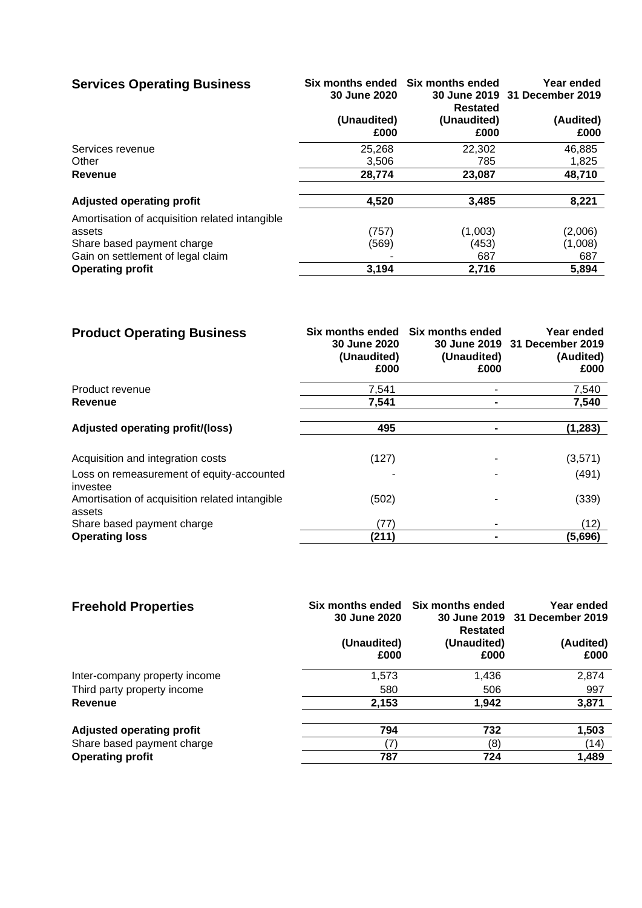| **Services Operating Business** | **Six months ended 30 June 2020** | **Six months ended 30 June 2019 Restated** | **Year ended 31 December 2019** |
|---|---|---|---|
| | **(Unaudited) £000** | **(Unaudited) £000** | **(Audited) £000** |
| Services revenue | 25,268 | 22,302 | 46,885 |
| Other | 3,506 | 785 | 1,825 |
| **Revenue** | **28,774** | **23,087** | **48,710** |
| | | | |
| **Adjusted operating profit** | **4,520** | **3,485** | **8,221** |
| Amortisation of acquisition related intangible assets | (757) | (1,003) | (2,006) |
| Share based payment charge | (569) | (453) | (1,008) |
| Gain on settlement of legal claim | - | 687 | 687 |
| **Operating profit** | **3,194** | **2,716** | **5,894** |

| **Product Operating Business** | **Six months ended 30 June 2020 (Unaudited) £000** | **Six months ended 30 June 2019 (Unaudited) £000** | **Year ended 31 December 2019 (Audited) £000** |
|---|---|---|---|
| Product revenue | 7,541 | - | 7,540 |
| **Revenue** | **7,541** | **-** | **7,540** |
| | | | |
| **Adjusted operating profit/(loss)** | **495** | **-** | **(1,283)** |
| | | | |
| Acquisition and integration costs | (127) | - | (3,571) |
| Loss on remeasurement of equity-accounted investee | - | - | (491) |
| Amortisation of acquisition related intangible assets | (502) | - | (339) |
| Share based payment charge | (77) | - | (12) |
| **Operating loss** | **(211)** | **-** | **(5,696)** |

| **Freehold Properties** | **Six months ended 30 June 2020** | **Six months ended 30 June 2019 Restated** | **Year ended 31 December 2019** |
|---|---|---|---|
| | **(Unaudited) £000** | **(Unaudited) £000** | **(Audited) £000** |
| Inter-company property income | 1,573 | 1,436 | 2,874 |
| Third party property income | 580 | 506 | 997 |
| **Revenue** | **2,153** | **1,942** | **3,871** |
| | | | |
| **Adjusted operating profit** | **794** | **732** | **1,503** |
| Share based payment charge | (7) | (8) | (14) |
| **Operating profit** | **787** | **724** | **1,489** |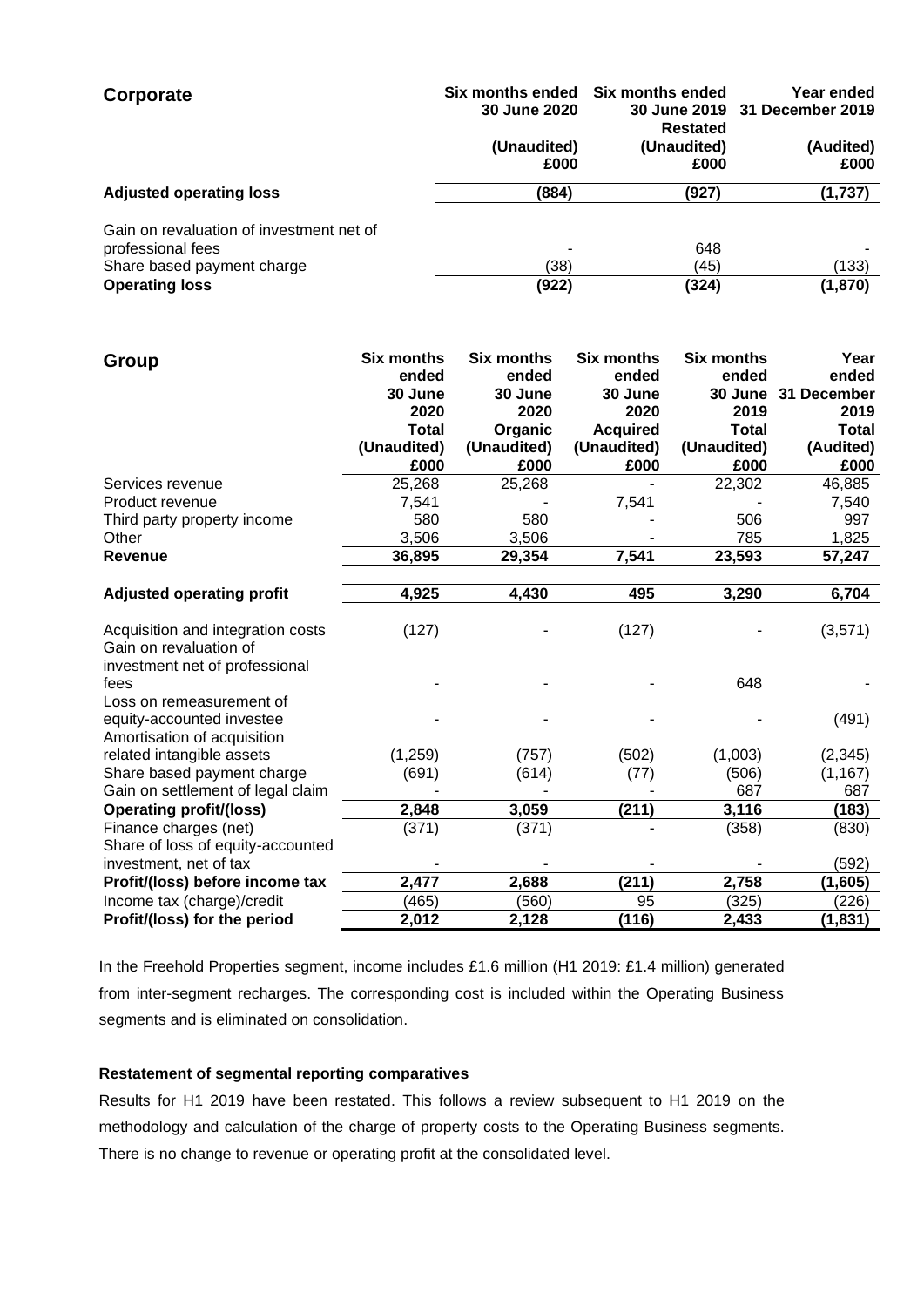## Corporate

| | Six months ended 30 June 2020 | Six months ended 30 June 2019 Restated | Year ended 31 December 2019 |
|---|---|---|---|
| | (Unaudited) £000 | (Unaudited) £000 | (Audited) £000 |
| **Adjusted operating loss** | **(884)** | **(927)** | **(1,737)** |
| Gain on revaluation of investment net of professional fees | - | 648 | - |
| Share based payment charge | (38) | (45) | (133) |
| **Operating loss** | **(922)** | **(324)** | **(1,870)** |

## Group

| | Six months ended 30 June 2020 Total (Unaudited) £000 | Six months ended 30 June 2020 Organic (Unaudited) £000 | Six months ended 30 June 2020 Acquired (Unaudited) £000 | Six months ended 30 June 2019 Total (Unaudited) £000 | Year ended 31 December 2019 Total (Audited) £000 |
|---|---|---|---|---|---|
| Services revenue | 25,268 | 25,268 | - | 22,302 | 46,885 |
| Product revenue | 7,541 | - | 7,541 | - | 7,540 |
| Third party property income | 580 | 580 | - | 506 | 997 |
| Other | 3,506 | 3,506 | - | 785 | 1,825 |
| **Revenue** | **36,895** | **29,354** | **7,541** | **23,593** | **57,247** |
| **Adjusted operating profit** | **4,925** | **4,430** | **495** | **3,290** | **6,704** |
| Acquisition and integration costs | (127) | - | (127) | - | (3,571) |
| Gain on revaluation of investment net of professional fees | - | - | - | 648 | - |
| Loss on remeasurement of equity-accounted investee | - | - | - | - | (491) |
| Amortisation of acquisition related intangible assets | (1,259) | (757) | (502) | (1,003) | (2,345) |
| Share based payment charge | (691) | (614) | (77) | (506) | (1,167) |
| Gain on settlement of legal claim | - | - | - | 687 | 687 |
| **Operating profit/(loss)** | **2,848** | **3,059** | **(211)** | **3,116** | **(183)** |
| Finance charges (net) | (371) | (371) | - | (358) | (830) |
| Share of loss of equity-accounted investment, net of tax | - | - | - | - | (592) |
| **Profit/(loss) before income tax** | **2,477** | **2,688** | **(211)** | **2,758** | **(1,605)** |
| Income tax (charge)/credit | (465) | (560) | 95 | (325) | (226) |
| **Profit/(loss) for the period** | **2,012** | **2,128** | **(116)** | **2,433** | **(1,831)** |

In the Freehold Properties segment, income includes £1.6 million (H1 2019: £1.4 million) generated from inter-segment recharges. The corresponding cost is included within the Operating Business segments and is eliminated on consolidation.

**Restatement of segmental reporting comparatives**

Results for H1 2019 have been restated. This follows a review subsequent to H1 2019 on the methodology and calculation of the charge of property costs to the Operating Business segments. There is no change to revenue or operating profit at the consolidated level.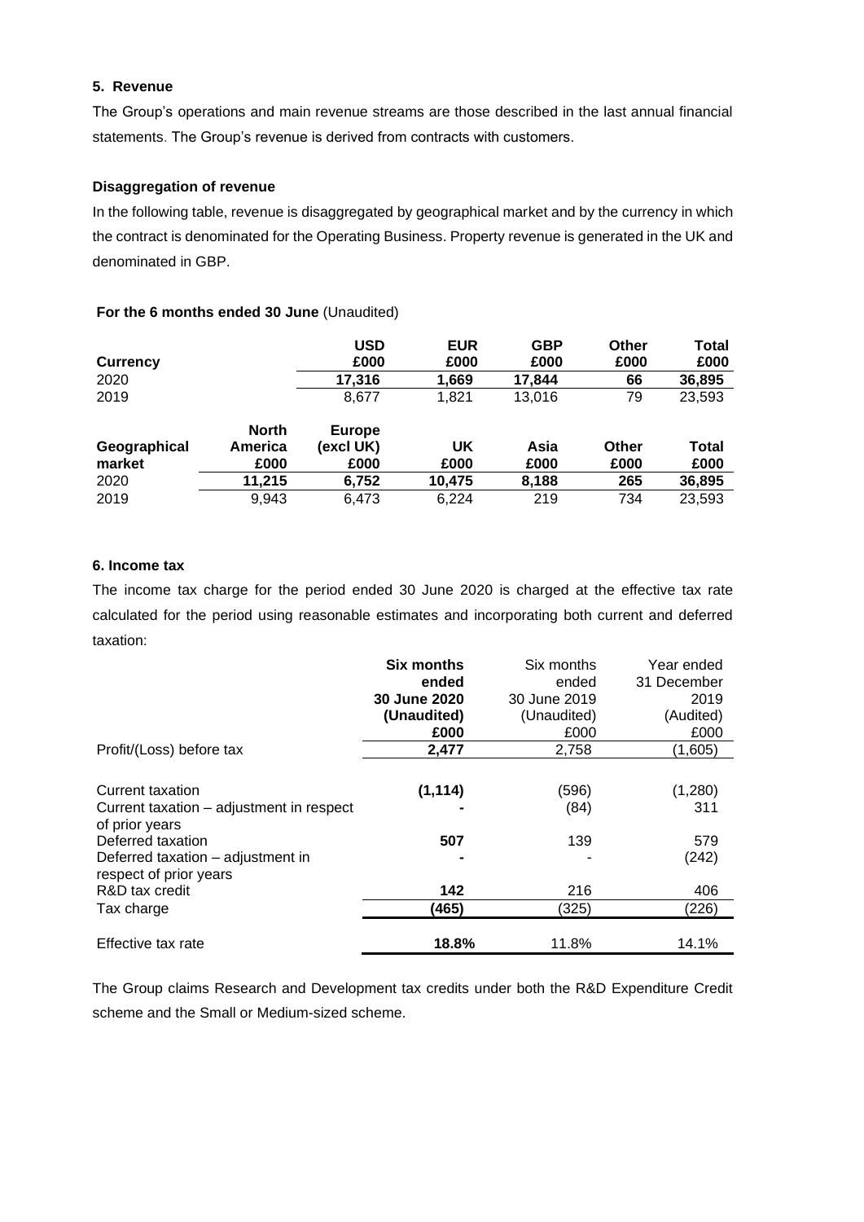### 5. Revenue

The Group's operations and main revenue streams are those described in the last annual financial statements. The Group's revenue is derived from contracts with customers.

#### Disaggregation of revenue

In the following table, revenue is disaggregated by geographical market and by the currency in which the contract is denominated for the Operating Business. Property revenue is generated in the UK and denominated in GBP.

**For the 6 months ended 30 June** (Unaudited)

| Currency | | USD £000 | EUR £000 | GBP £000 | Other £000 | Total £000 |
|---|---|---|---|---|---|---|
| 2020 | | **17,316** | **1,669** | **17,844** | **66** | **36,895** |
| 2019 | | 8,677 | 1,821 | 13,016 | 79 | 23,593 |

| Geographical market | North America £000 | Europe (excl UK) £000 | UK £000 | Asia £000 | Other £000 | Total £000 |
|---|---|---|---|---|---|---|
| 2020 | **11,215** | **6,752** | **10,475** | **8,188** | **265** | **36,895** |
| 2019 | 9,943 | 6,473 | 6,224 | 219 | 734 | 23,593 |

### 6. Income tax

The income tax charge for the period ended 30 June 2020 is charged at the effective tax rate calculated for the period using reasonable estimates and incorporating both current and deferred taxation:

| | **Six months ended 30 June 2020 (Unaudited) £000** | Six months ended 30 June 2019 (Unaudited) £000 | Year ended 31 December 2019 (Audited) £000 |
|---|---|---|---|
| Profit/(Loss) before tax | **2,477** | 2,758 | (1,605) |
| Current taxation | **(1,114)** | (596) | (1,280) |
| Current taxation – adjustment in respect of prior years | **-** | (84) | 311 |
| Deferred taxation | **507** | 139 | 579 |
| Deferred taxation – adjustment in respect of prior years | **-** | - | (242) |
| R&D tax credit | **142** | 216 | 406 |
| Tax charge | **(465)** | (325) | (226) |
| Effective tax rate | **18.8%** | 11.8% | 14.1% |

The Group claims Research and Development tax credits under both the R&D Expenditure Credit scheme and the Small or Medium-sized scheme.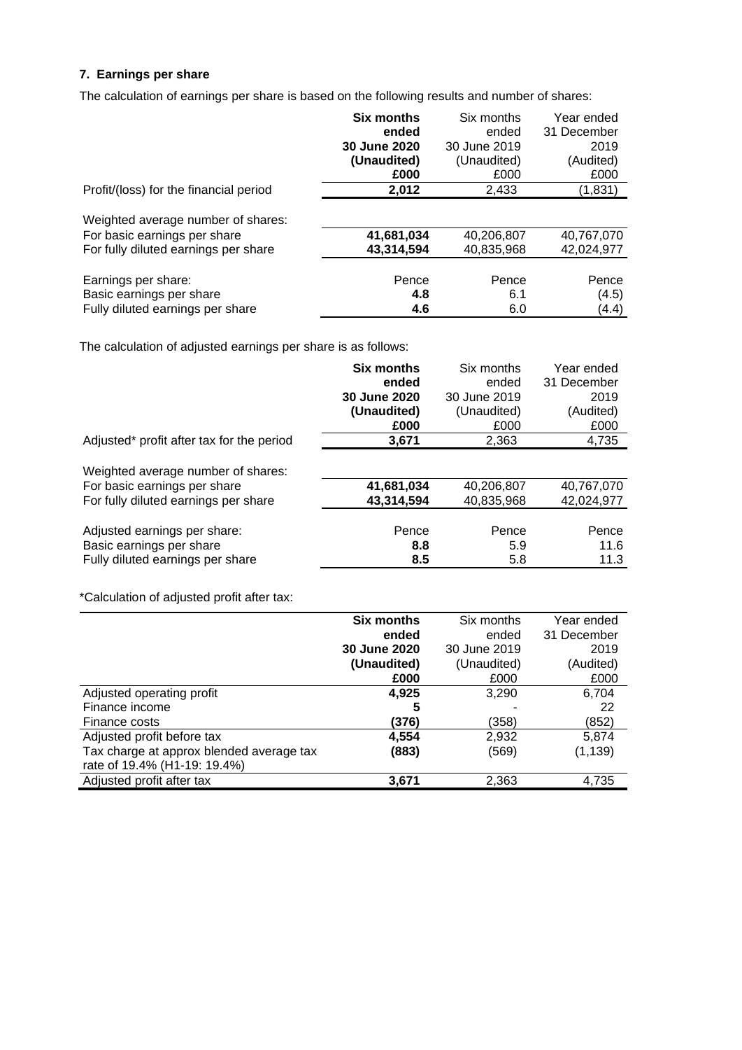### 7. Earnings per share

The calculation of earnings per share is based on the following results and number of shares:

| | **Six months ended 30 June 2020 (Unaudited) £000** | Six months ended 30 June 2019 (Unaudited) £000 | Year ended 31 December 2019 (Audited) £000 |
|---|---|---|---|
| Profit/(loss) for the financial period | **2,012** | 2,433 | (1,831) |
| Weighted average number of shares: | | | |
| For basic earnings per share | **41,681,034** | 40,206,807 | 40,767,070 |
| For fully diluted earnings per share | **43,314,594** | 40,835,968 | 42,024,977 |
| Earnings per share: | Pence | Pence | Pence |
| Basic earnings per share | **4.8** | 6.1 | (4.5) |
| Fully diluted earnings per share | **4.6** | 6.0 | (4.4) |

The calculation of adjusted earnings per share is as follows:

| | **Six months ended 30 June 2020 (Unaudited) £000** | Six months ended 30 June 2019 (Unaudited) £000 | Year ended 31 December 2019 (Audited) £000 |
|---|---|---|---|
| Adjusted* profit after tax for the period | **3,671** | 2,363 | 4,735 |
| Weighted average number of shares: | | | |
| For basic earnings per share | **41,681,034** | 40,206,807 | 40,767,070 |
| For fully diluted earnings per share | **43,314,594** | 40,835,968 | 42,024,977 |
| Adjusted earnings per share: | Pence | Pence | Pence |
| Basic earnings per share | **8.8** | 5.9 | 11.6 |
| Fully diluted earnings per share | **8.5** | 5.8 | 11.3 |

*Calculation of adjusted profit after tax:

| | **Six months ended 30 June 2020 (Unaudited) £000** | Six months ended 30 June 2019 (Unaudited) £000 | Year ended 31 December 2019 (Audited) £000 |
|---|---|---|---|
| Adjusted operating profit | **4,925** | 3,290 | 6,704 |
| Finance income | **5** | - | 22 |
| Finance costs | **(376)** | (358) | (852) |
| Adjusted profit before tax | **4,554** | 2,932 | 5,874 |
| Tax charge at approx blended average tax rate of 19.4% (H1-19: 19.4%) | **(883)** | (569) | (1,139) |
| Adjusted profit after tax | **3,671** | 2,363 | 4,735 |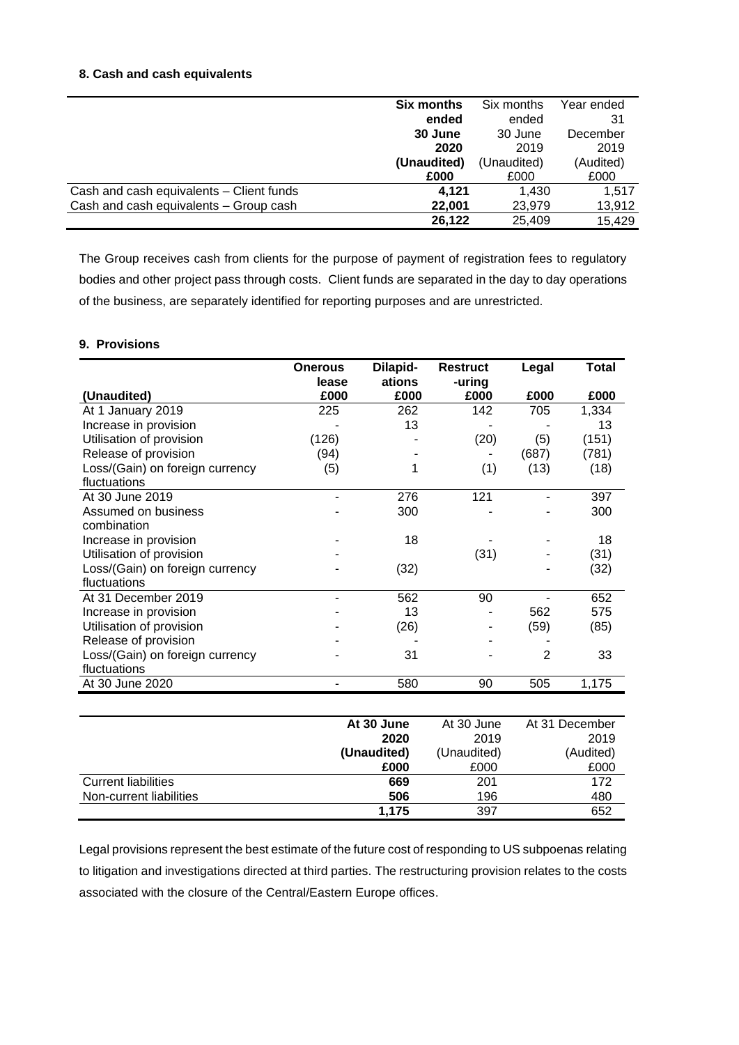**8. Cash and cash equivalents**

| | **Six months ended 30 June 2020 (Unaudited) £000** | Six months ended 30 June 2019 (Unaudited) £000 | Year ended 31 December 2019 (Audited) £000 |
|---|---|---|---|
| Cash and cash equivalents – Client funds | **4,121** | 1,430 | 1,517 |
| Cash and cash equivalents – Group cash | **22,001** | 23,979 | 13,912 |
| | **26,122** | 25,409 | 15,429 |

The Group receives cash from clients for the purpose of payment of registration fees to regulatory bodies and other project pass through costs. Client funds are separated in the day to day operations of the business, are separately identified for reporting purposes and are unrestricted.

**9. Provisions**

| **(Unaudited)** | **Onerous lease £000** | **Dilapid-ations £000** | **Restruct-uring £000** | **Legal £000** | **Total £000** |
|---|---|---|---|---|---|
| At 1 January 2019 | 225 | 262 | 142 | 705 | 1,334 |
| Increase in provision | - | 13 | - | - | 13 |
| Utilisation of provision | (126) | - | (20) | (5) | (151) |
| Release of provision | (94) | - | - | (687) | (781) |
| Loss/(Gain) on foreign currency fluctuations | (5) | 1 | (1) | (13) | (18) |
| At 30 June 2019 | - | 276 | 121 | - | 397 |
| Assumed on business combination | - | 300 | - | - | 300 |
| Increase in provision | - | 18 | - | - | 18 |
| Utilisation of provision | - | | (31) | - | (31) |
| Loss/(Gain) on foreign currency fluctuations | - | (32) | | - | (32) |
| At 31 December 2019 | - | 562 | 90 | - | 652 |
| Increase in provision | - | 13 | - | 562 | 575 |
| Utilisation of provision | - | (26) | - | (59) | (85) |
| Release of provision | - | - | - | - | |
| Loss/(Gain) on foreign currency fluctuations | - | 31 | - | 2 | 33 |
| At 30 June 2020 | - | 580 | 90 | 505 | 1,175 |

| | **At 30 June 2020 (Unaudited) £000** | At 30 June 2019 (Unaudited) £000 | At 31 December 2019 (Audited) £000 |
|---|---|---|---|
| Current liabilities | **669** | 201 | 172 |
| Non-current liabilities | **506** | 196 | 480 |
| | **1,175** | 397 | 652 |

Legal provisions represent the best estimate of the future cost of responding to US subpoenas relating to litigation and investigations directed at third parties. The restructuring provision relates to the costs associated with the closure of the Central/Eastern Europe offices.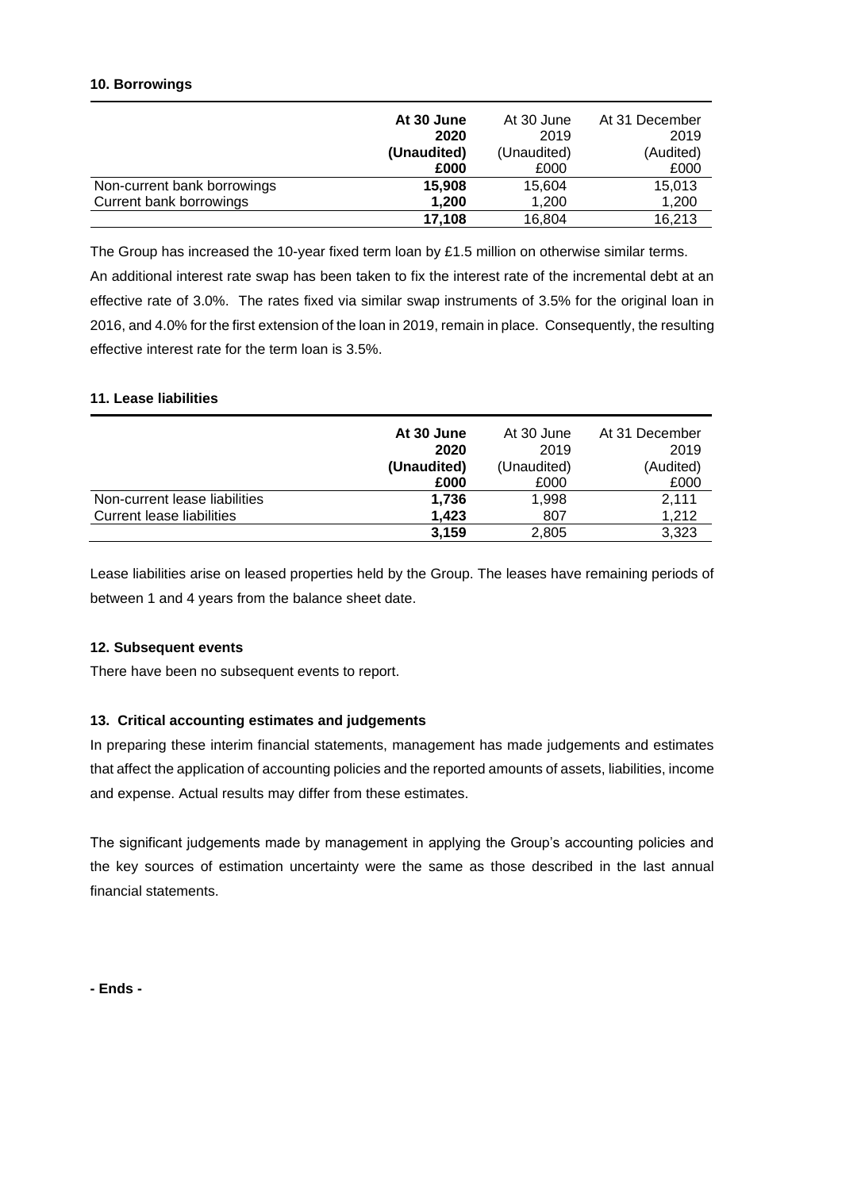#### 10. Borrowings

| | **At 30 June 2020 (Unaudited) £000** | At 30 June 2019 (Unaudited) £000 | At 31 December 2019 (Audited) £000 |
|---|---|---|---|
| Non-current bank borrowings | **15,908** | 15,604 | 15,013 |
| Current bank borrowings | **1,200** | 1,200 | 1,200 |
| | **17,108** | 16,804 | 16,213 |

The Group has increased the 10-year fixed term loan by £1.5 million on otherwise similar terms. An additional interest rate swap has been taken to fix the interest rate of the incremental debt at an effective rate of 3.0%. The rates fixed via similar swap instruments of 3.5% for the original loan in 2016, and 4.0% for the first extension of the loan in 2019, remain in place. Consequently, the resulting effective interest rate for the term loan is 3.5%.

#### 11. Lease liabilities

| | **At 30 June 2020 (Unaudited) £000** | At 30 June 2019 (Unaudited) £000 | At 31 December 2019 (Audited) £000 |
|---|---|---|---|
| Non-current lease liabilities | **1,736** | 1,998 | 2,111 |
| Current lease liabilities | **1,423** | 807 | 1,212 |
| | **3,159** | 2,805 | 3,323 |

Lease liabilities arise on leased properties held by the Group. The leases have remaining periods of between 1 and 4 years from the balance sheet date.

#### 12. Subsequent events

There have been no subsequent events to report.

#### 13. Critical accounting estimates and judgements

In preparing these interim financial statements, management has made judgements and estimates that affect the application of accounting policies and the reported amounts of assets, liabilities, income and expense. Actual results may differ from these estimates.

The significant judgements made by management in applying the Group's accounting policies and the key sources of estimation uncertainty were the same as those described in the last annual financial statements.

**- Ends -**